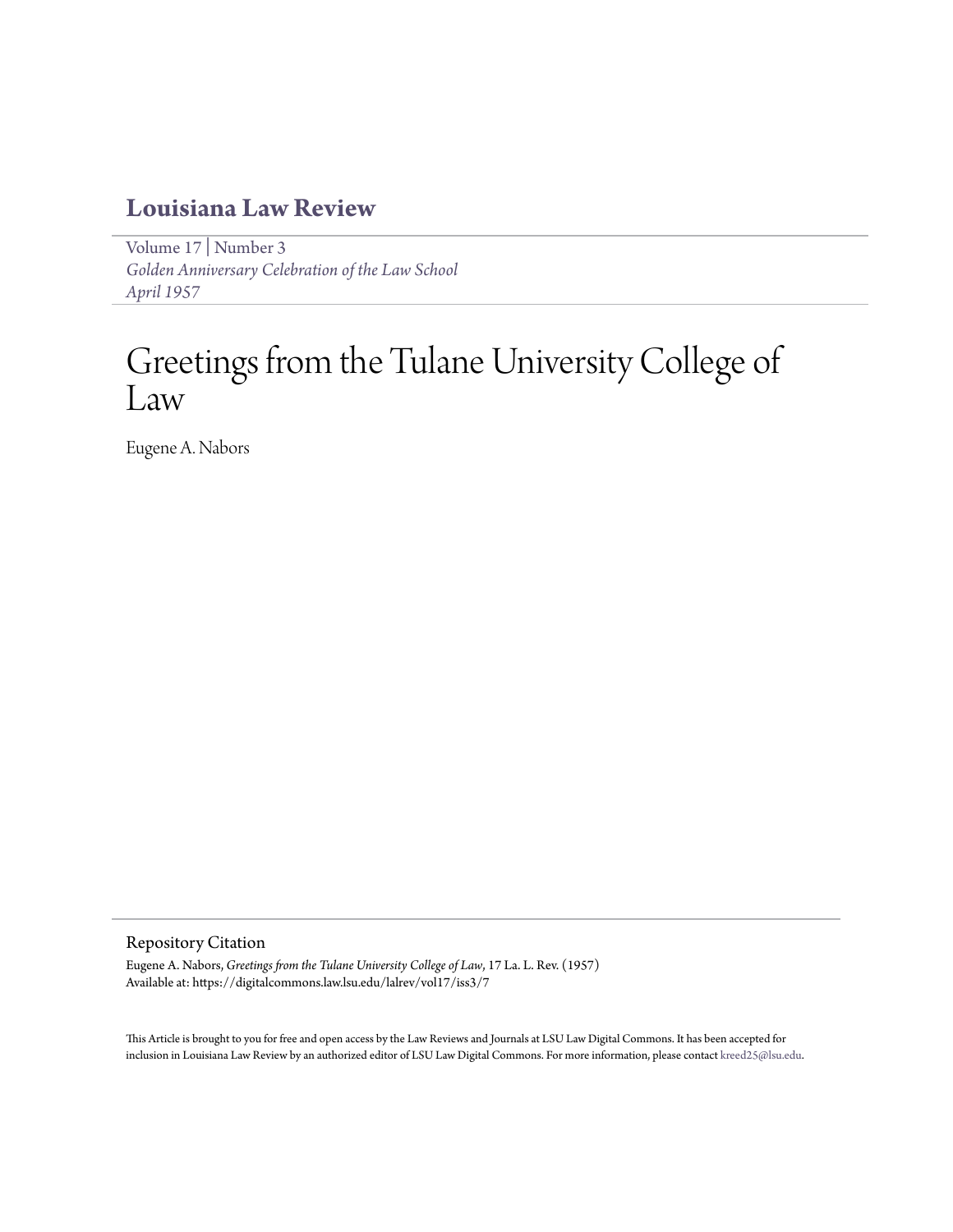# Louisiana Law Review

Volume 17 | Number 3
*Golden Anniversary Celebration of the Law School*
*April 1957*

# Greetings from the Tulane University College of Law

Eugene A. Nabors

## Repository Citation

Eugene A. Nabors, *Greetings from the Tulane University College of Law*, 17 La. L. Rev. (1957)
Available at: https://digitalcommons.law.lsu.edu/lalrev/vol17/iss3/7

This Article is brought to you for free and open access by the Law Reviews and Journals at LSU Law Digital Commons. It has been accepted for inclusion in Louisiana Law Review by an authorized editor of LSU Law Digital Commons. For more information, please contact kreed25@lsu.edu.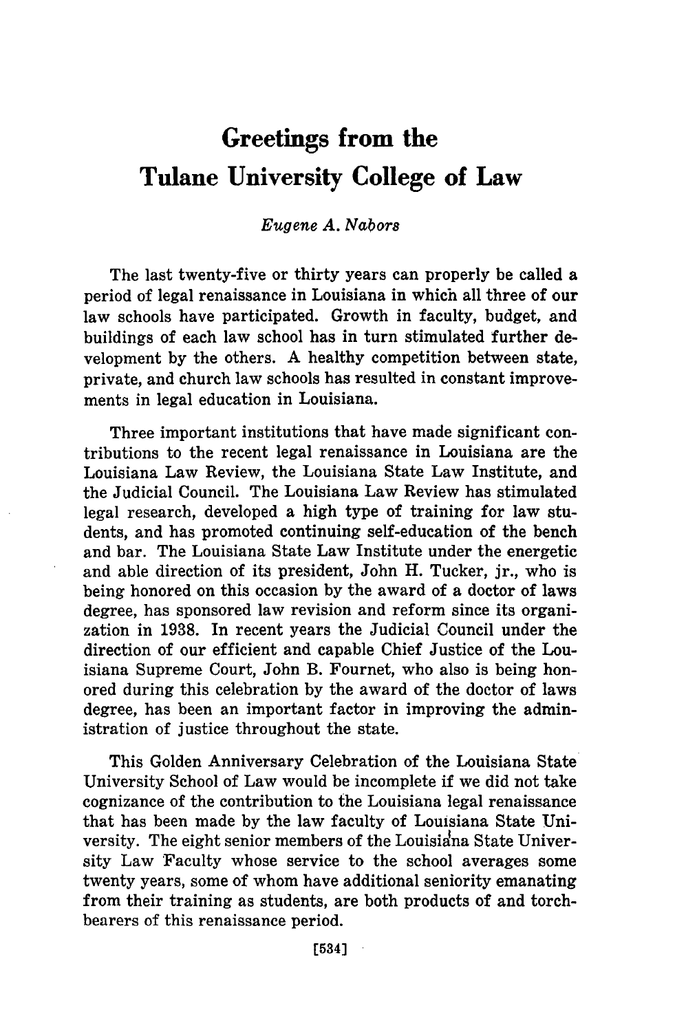# Greetings from the Tulane University College of Law

*Eugene A. Nabors*

The last twenty-five or thirty years can properly be called a period of legal renaissance in Louisiana in which all three of our law schools have participated. Growth in faculty, budget, and buildings of each law school has in turn stimulated further development by the others. A healthy competition between state, private, and church law schools has resulted in constant improvements in legal education in Louisiana.

Three important institutions that have made significant contributions to the recent legal renaissance in Louisiana are the Louisiana Law Review, the Louisiana State Law Institute, and the Judicial Council. The Louisiana Law Review has stimulated legal research, developed a high type of training for law students, and has promoted continuing self-education of the bench and bar. The Louisiana State Law Institute under the energetic and able direction of its president, John H. Tucker, jr., who is being honored on this occasion by the award of a doctor of laws degree, has sponsored law revision and reform since its organization in 1938. In recent years the Judicial Council under the direction of our efficient and capable Chief Justice of the Louisiana Supreme Court, John B. Fournet, who also is being honored during this celebration by the award of the doctor of laws degree, has been an important factor in improving the administration of justice throughout the state.

This Golden Anniversary Celebration of the Louisiana State University School of Law would be incomplete if we did not take cognizance of the contribution to the Louisiana legal renaissance that has been made by the law faculty of Louisiana State University. The eight senior members of the Louisiana State University Law Faculty whose service to the school averages some twenty years, some of whom have additional seniority emanating from their training as students, are both products of and torchbearers of this renaissance period.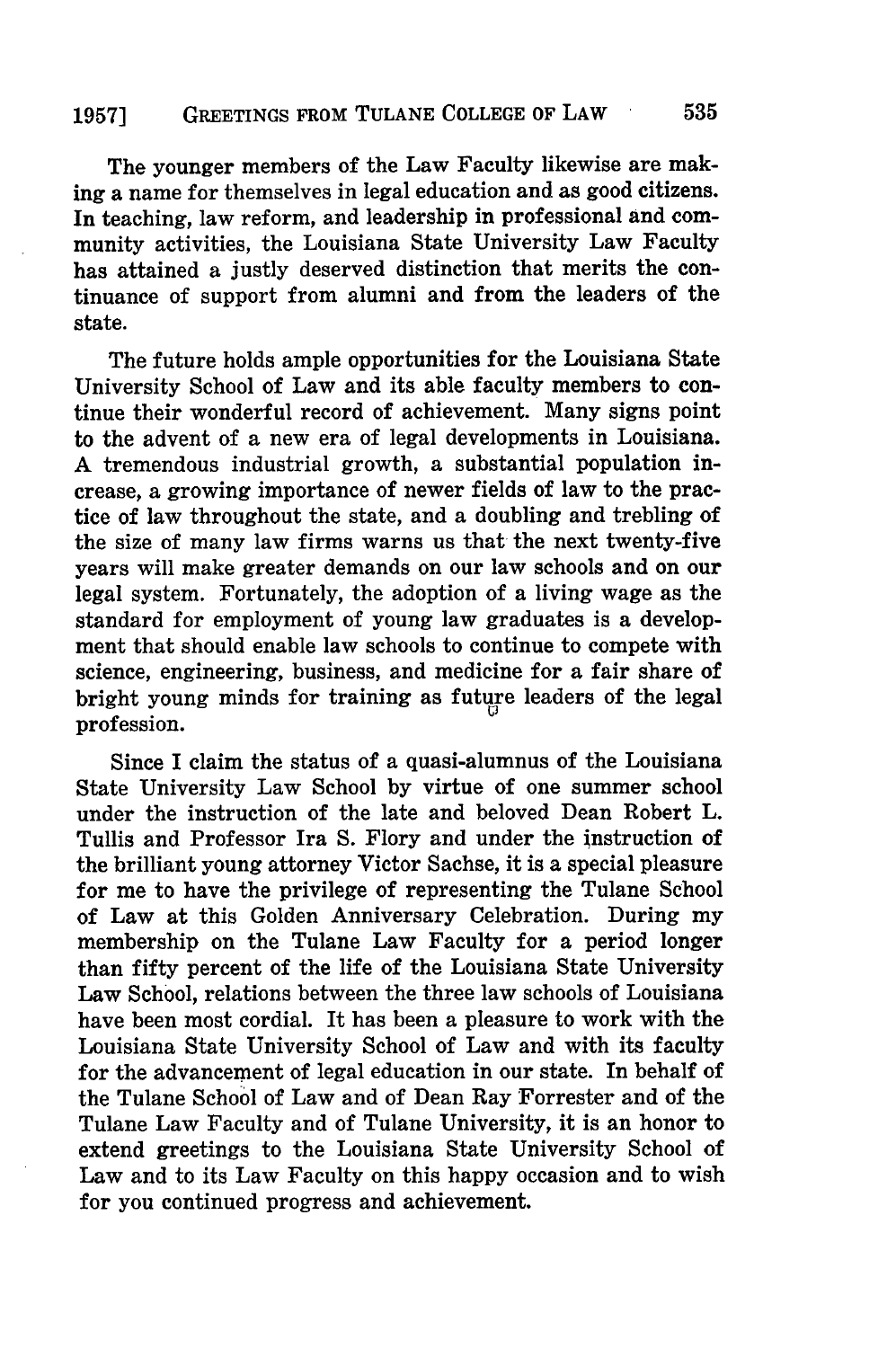The younger members of the Law Faculty likewise are making a name for themselves in legal education and as good citizens. In teaching, law reform, and leadership in professional and community activities, the Louisiana State University Law Faculty has attained a justly deserved distinction that merits the continuance of support from alumni and from the leaders of the state.

The future holds ample opportunities for the Louisiana State University School of Law and its able faculty members to continue their wonderful record of achievement. Many signs point to the advent of a new era of legal developments in Louisiana. A tremendous industrial growth, a substantial population increase, a growing importance of newer fields of law to the practice of law throughout the state, and a doubling and trebling of the size of many law firms warns us that the next twenty-five years will make greater demands on our law schools and on our legal system. Fortunately, the adoption of a living wage as the standard for employment of young law graduates is a development that should enable law schools to continue to compete with science, engineering, business, and medicine for a fair share of bright young minds for training as future leaders of the legal profession.

Since I claim the status of a quasi-alumnus of the Louisiana State University Law School by virtue of one summer school under the instruction of the late and beloved Dean Robert L. Tullis and Professor Ira S. Flory and under the instruction of the brilliant young attorney Victor Sachse, it is a special pleasure for me to have the privilege of representing the Tulane School of Law at this Golden Anniversary Celebration. During my membership on the Tulane Law Faculty for a period longer than fifty percent of the life of the Louisiana State University Law School, relations between the three law schools of Louisiana have been most cordial. It has been a pleasure to work with the Louisiana State University School of Law and with its faculty for the advancement of legal education in our state. In behalf of the Tulane School of Law and of Dean Ray Forrester and of the Tulane Law Faculty and of Tulane University, it is an honor to extend greetings to the Louisiana State University School of Law and to its Law Faculty on this happy occasion and to wish for you continued progress and achievement.